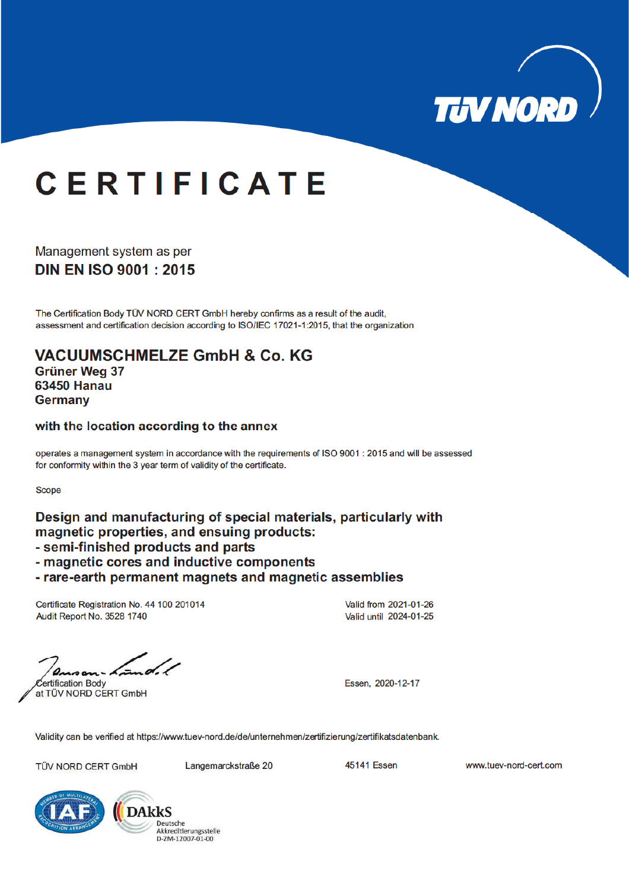TÜV NORD

# CERTIFICATE

Management system as per

## DIN EN ISO 9001 : 2015

The Certification Body TÜV NORD CERT GmbH hereby confirms as a result of the audit, assessment and certification decision according to ISO/IEC 17021-1:2015, that the organization

## VACUUMSCHMELZE GmbH & Co. KG

**Grüner Weg 37**
**63450 Hanau**
**Germany**

**with the location according to the annex**

operates a management system in accordance with the requirements of ISO 9001 : 2015 and will be assessed for conformity within the 3 year term of validity of the certificate.

Scope

**Design and manufacturing of special materials, particularly with magnetic properties, and ensuing products:**
**- semi-finished products and parts**
**- magnetic cores and inductive components**
**- rare-earth permanent magnets and magnetic assemblies**

Certificate Registration No. 44 100 201014
Audit Report No. 3528 1740

Valid from 2021-01-26
Valid until 2024-01-25

Certification Body
at TÜV NORD CERT GmbH

Essen, 2020-12-17

Validity can be verified at https://www.tuev-nord.de/de/unternehmen/zertifizierung/zertifikatsdatenbank.

TÜV NORD CERT GmbH | Langemarckstraße 20 | 45141 Essen | www.tuev-nord-cert.com

IAF – Member of Multilateral Recognition Arrangement

DAkkS Deutsche Akkreditierungsstelle D-ZM-12007-01-00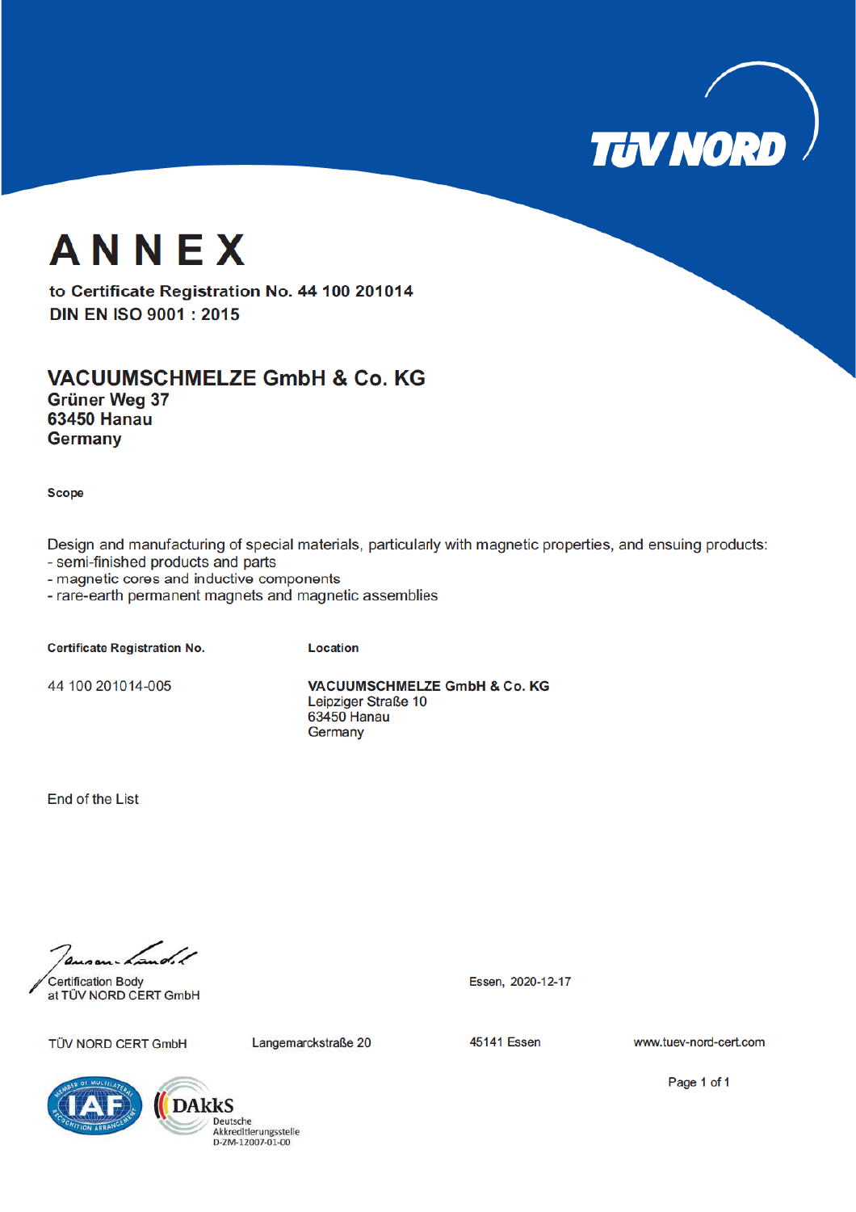# ANNEX

**to Certificate Registration No. 44 100 201014**
**DIN EN ISO 9001 : 2015**

## VACUUMSCHMELZE GmbH & Co. KG

**Grüner Weg 37**
**63450 Hanau**
**Germany**

**Scope**

Design and manufacturing of special materials, particularly with magnetic properties, and ensuing products:
- semi-finished products and parts
- magnetic cores and inductive components
- rare-earth permanent magnets and magnetic assemblies

| Certificate Registration No. | Location |
|---|---|
| 44 100 201014-005 | **VACUUMSCHMELZE GmbH & Co. KG**<br>Leipziger Straße 10<br>63450 Hanau<br>Germany |

End of the List

Certification Body
at TÜV NORD CERT GmbH

Essen, 2020-12-17

TÜV NORD CERT GmbH    Langemarckstraße 20    45141 Essen    www.tuev-nord-cert.com

DAkkS Deutsche Akkreditierungsstelle D-ZM-12007-01-00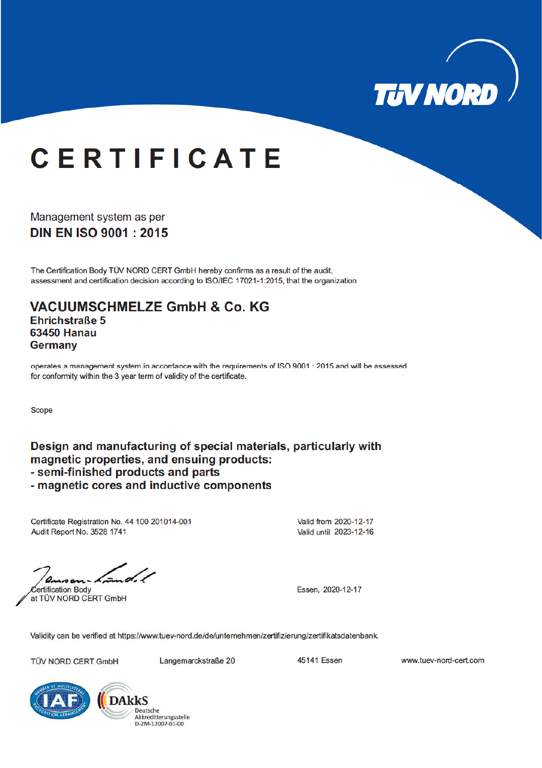TÜV NORD

# CERTIFICATE

Management system as per

**DIN EN ISO 9001 : 2015**

The Certification Body TÜV NORD CERT GmbH hereby confirms as a result of the audit, assessment and certification decision according to ISO/IEC 17021-1:2015, that the organization

## VACUUMSCHMELZE GmbH & Co. KG

**Ehrichstraße 5**
**63450 Hanau**
**Germany**

operates a management system in accordance with the requirements of ISO 9001 : 2015 and will be assessed for conformity within the 3 year term of validity of the certificate.

Scope

**Design and manufacturing of special materials, particularly with magnetic properties, and ensuing products:**
**- semi-finished products and parts**
**- magnetic cores and inductive components**

Certificate Registration No. 44 100 201014-001
Audit Report No. 3528 1741

Valid from 2020-12-17
Valid until 2023-12-16

Certification Body
at TÜV NORD CERT GmbH

Essen, 2020-12-17

Validity can be verified at https://www.tuev-nord.de/de/unternehmen/zertifizierung/zertifikatsdatenbank.

TÜV NORD CERT GmbH    Langemarckstraße 20    45141 Essen    www.tuev-nord-cert.com

IAF – Member of Multilateral Recognition Arrangement

DAkkS Deutsche Akkreditierungsstelle D-ZM-12007-01-00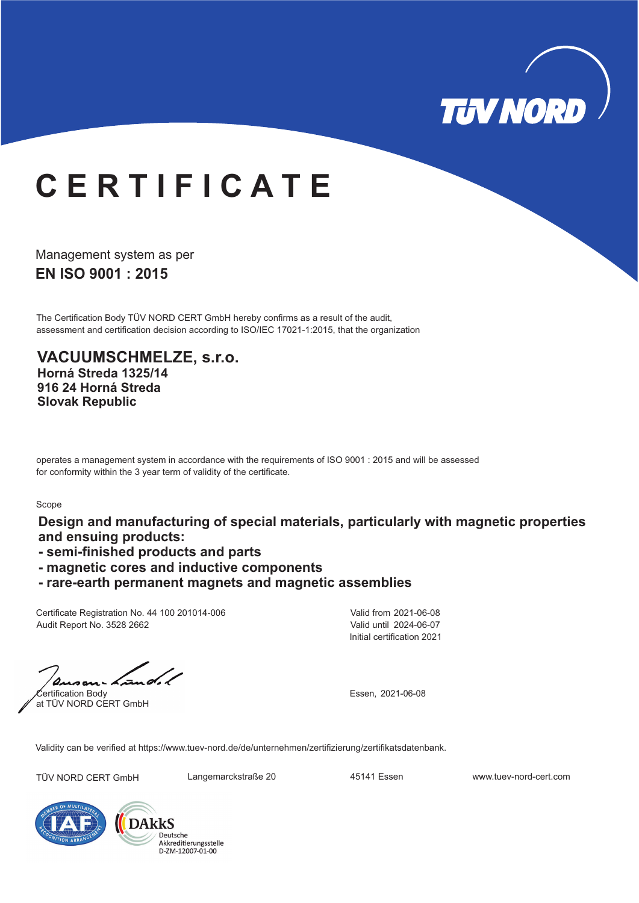# CERTIFICATE

Management system as per

**EN ISO 9001 : 2015**

The Certification Body TÜV NORD CERT GmbH hereby confirms as a result of the audit, assessment and certification decision according to ISO/IEC 17021-1:2015, that the organization

**VACUUMSCHMELZE, s.r.o.**
**Horná Streda 1325/14**
**916 24 Horná Streda**
**Slovak Republic**

operates a management system in accordance with the requirements of ISO 9001 : 2015 and will be assessed for conformity within the 3 year term of validity of the certificate.

Scope

**Design and manufacturing of special materials, particularly with magnetic properties and ensuing products:**
**- semi-finished products and parts**
**- magnetic cores and inductive components**
**- rare-earth permanent magnets and magnetic assemblies**

Certificate Registration No. 44 100 201014-006
Audit Report No. 3528 2662

Valid from 2021-06-08
Valid until 2024-06-07
Initial certification 2021

Certification Body
at TÜV NORD CERT GmbH

Essen, 2021-06-08

Validity can be verified at https://www.tuev-nord.de/de/unternehmen/zertifizierung/zertifikatsdatenbank.

TÜV NORD CERT GmbH   Langemarckstraße 20   45141 Essen   www.tuev-nord-cert.com

DAkkS Deutsche Akkreditierungsstelle D-ZM-12007-01-00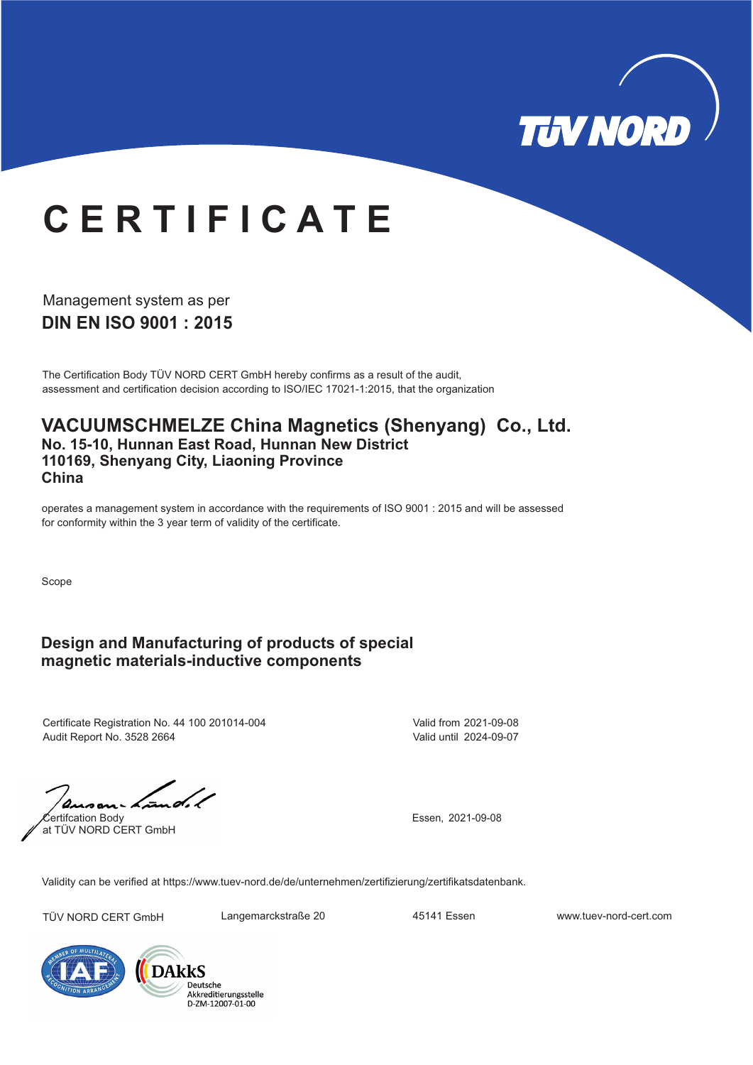TÜV NORD

# CERTIFICATE

Management system as per

## DIN EN ISO 9001 : 2015

The Certification Body TÜV NORD CERT GmbH hereby confirms as a result of the audit, assessment and certification decision according to ISO/IEC 17021-1:2015, that the organization

## VACUUMSCHMELZE China Magnetics (Shenyang) Co., Ltd.

**No. 15-10, Hunnan East Road, Hunnan New District**
**110169, Shenyang City, Liaoning Province**
**China**

operates a management system in accordance with the requirements of ISO 9001 : 2015 and will be assessed for conformity within the 3 year term of validity of the certificate.

Scope

**Design and Manufacturing of products of special magnetic materials-inductive components**

Certificate Registration No. 44 100 201014-004
Audit Report No. 3528 2664

Valid from 2021-09-08
Valid until 2024-09-07

Certifcation Body
at TÜV NORD CERT GmbH

Essen, 2021-09-08

Validity can be verified at https://www.tuev-nord.de/de/unternehmen/zertifizierung/zertifikatsdatenbank.

TÜV NORD CERT GmbH Langemarckstraße 20 45141 Essen www.tuev-nord-cert.com

DAkkS Deutsche Akkreditierungsstelle D-ZM-12007-01-00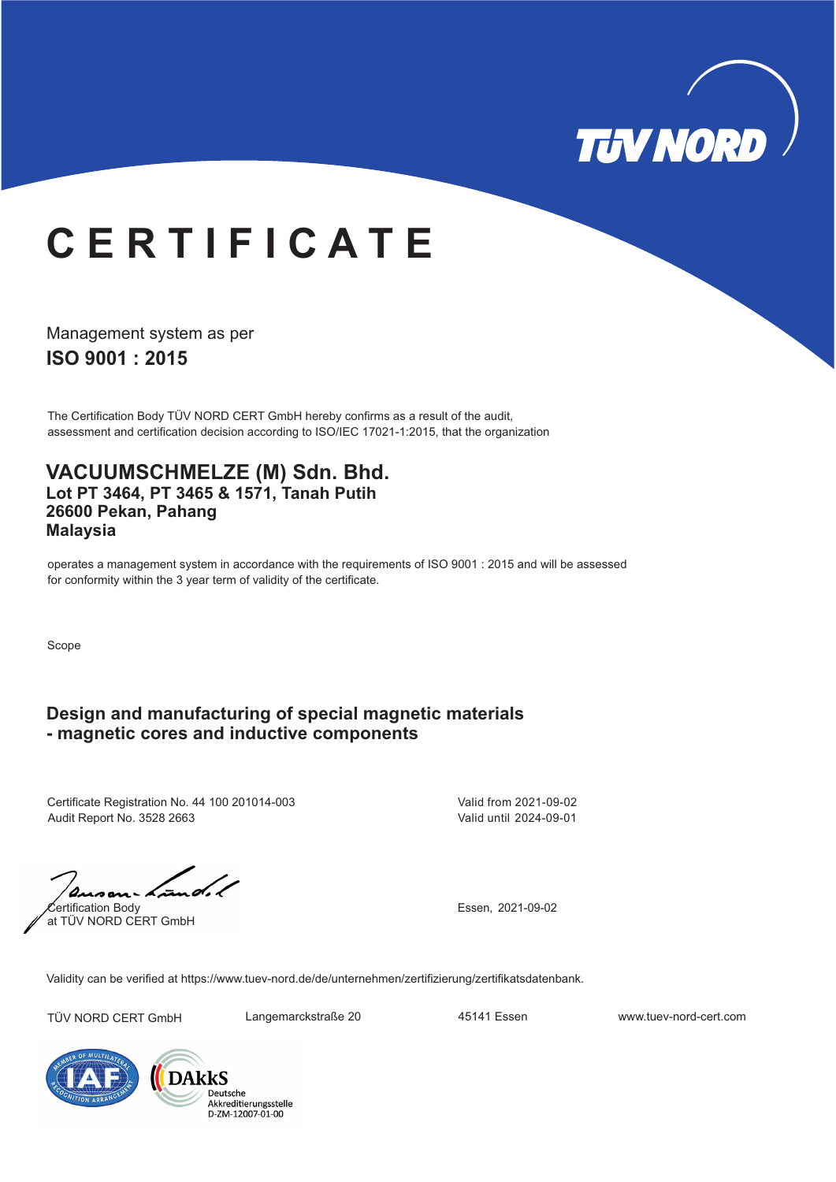TÜV NORD

# CERTIFICATE

Management system as per

**ISO 9001 : 2015**

The Certification Body TÜV NORD CERT GmbH hereby confirms as a result of the audit, assessment and certification decision according to ISO/IEC 17021-1:2015, that the organization

**VACUUMSCHMELZE (M) Sdn. Bhd.**
**Lot PT 3464, PT 3465 & 1571, Tanah Putih**
**26600 Pekan, Pahang**
**Malaysia**

operates a management system in accordance with the requirements of ISO 9001 : 2015 and will be assessed for conformity within the 3 year term of validity of the certificate.

Scope

**Design and manufacturing of special magnetic materials**
**- magnetic cores and inductive components**

Certificate Registration No. 44 100 201014-003
Audit Report No. 3528 2663

Valid from 2021-09-02
Valid until 2024-09-01

Certification Body
at TÜV NORD CERT GmbH

Essen, 2021-09-02

Validity can be verified at https://www.tuev-nord.de/de/unternehmen/zertifizierung/zertifikatsdatenbank.

TÜV NORD CERT GmbH Langemarckstraße 20 45141 Essen www.tuev-nord-cert.com

DAkkS Deutsche Akkreditierungsstelle D-ZM-12007-01-00